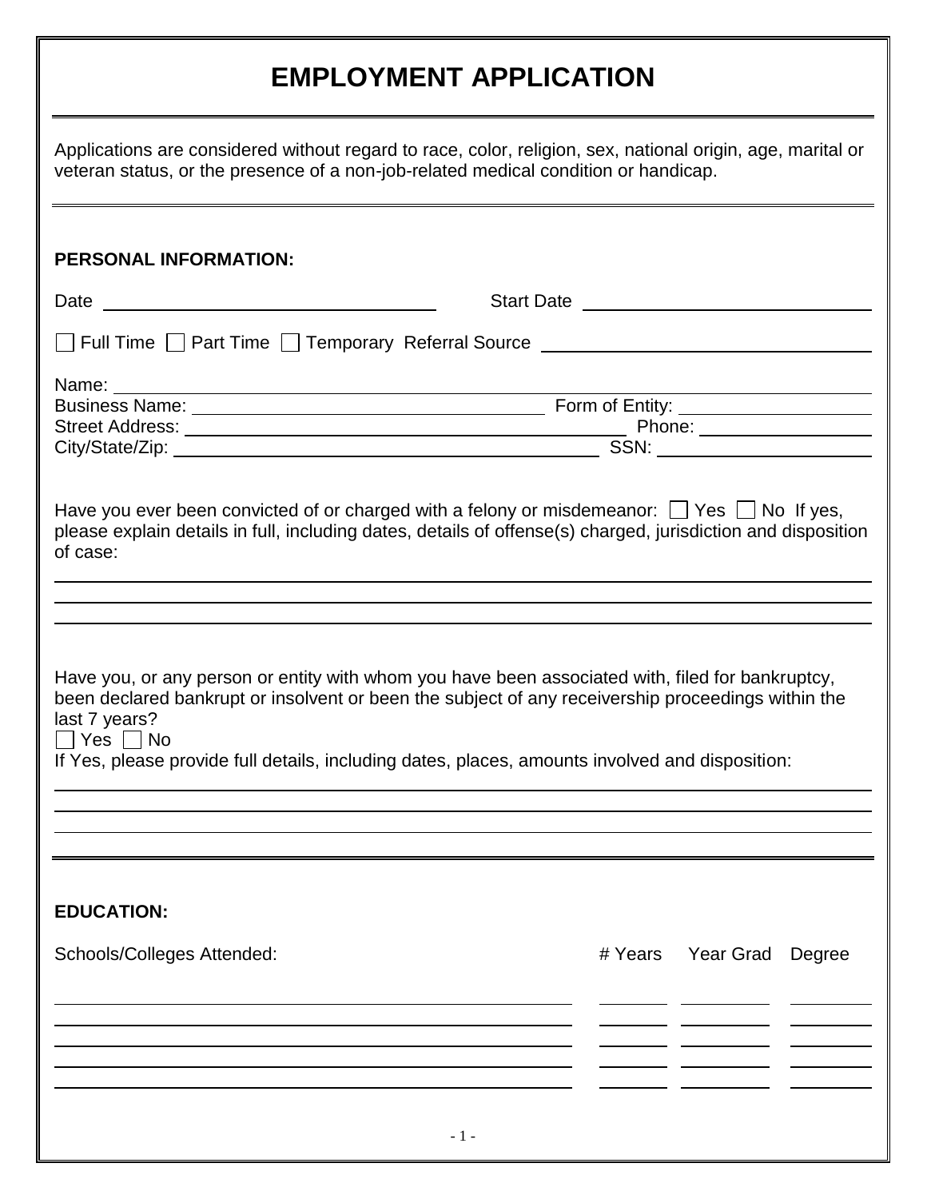# EMPLOYMENT APPLICATION

Applications are considered without regard to race, color, religion, sex, national origin, age, marital or veteran status, or the presence of a non-job-related medical condition or handicap.

**PERSONAL INFORMATION:**

Date \_\_\_\_\_\_\_\_\_\_\_\_\_\_\_\_\_\_\_\_ Start Date \_\_\_\_\_\_\_\_\_\_\_\_\_\_\_\_\_\_\_\_

☐ Full Time ☐ Part Time ☐ Temporary Referral Source \_\_\_\_\_\_\_\_\_\_\_\_\_\_\_\_\_\_\_\_

Name: \_\_\_\_\_\_\_\_\_\_\_\_\_\_\_\_\_\_\_\_

Business Name: \_\_\_\_\_\_\_\_\_\_\_\_\_\_\_\_\_\_\_\_ Form of Entity: \_\_\_\_\_\_\_\_\_\_\_\_\_\_\_\_\_\_\_\_

Street Address: \_\_\_\_\_\_\_\_\_\_\_\_\_\_\_\_\_\_\_\_ Phone: \_\_\_\_\_\_\_\_\_\_\_\_\_\_\_\_\_\_\_\_

City/State/Zip: \_\_\_\_\_\_\_\_\_\_\_\_\_\_\_\_\_\_\_\_ SSN: \_\_\_\_\_\_\_\_\_\_\_\_\_\_\_\_\_\_\_\_

Have you ever been convicted of or charged with a felony or misdemeanor: ☐ Yes ☐ No If yes, please explain details in full, including dates, details of offense(s) charged, jurisdiction and disposition of case:

\_\_\_\_\_\_\_\_\_\_\_\_\_\_\_\_\_\_\_\_\_\_\_\_\_\_\_\_\_\_\_\_\_\_\_\_\_\_\_\_

\_\_\_\_\_\_\_\_\_\_\_\_\_\_\_\_\_\_\_\_\_\_\_\_\_\_\_\_\_\_\_\_\_\_\_\_\_\_\_\_

\_\_\_\_\_\_\_\_\_\_\_\_\_\_\_\_\_\_\_\_\_\_\_\_\_\_\_\_\_\_\_\_\_\_\_\_\_\_\_\_

Have you, or any person or entity with whom you have been associated with, filed for bankruptcy, been declared bankrupt or insolvent or been the subject of any receivership proceedings within the last 7 years?

☐ Yes ☐ No

If Yes, please provide full details, including dates, places, amounts involved and disposition:

\_\_\_\_\_\_\_\_\_\_\_\_\_\_\_\_\_\_\_\_\_\_\_\_\_\_\_\_\_\_\_\_\_\_\_\_\_\_\_\_

\_\_\_\_\_\_\_\_\_\_\_\_\_\_\_\_\_\_\_\_\_\_\_\_\_\_\_\_\_\_\_\_\_\_\_\_\_\_\_\_

\_\_\_\_\_\_\_\_\_\_\_\_\_\_\_\_\_\_\_\_\_\_\_\_\_\_\_\_\_\_\_\_\_\_\_\_\_\_\_\_

**EDUCATION:**

| Schools/Colleges Attended: | # Years | Year Grad | Degree |
|---|---|---|---|
| | | | |
| | | | |
| | | | |
| | | | |
| | | | |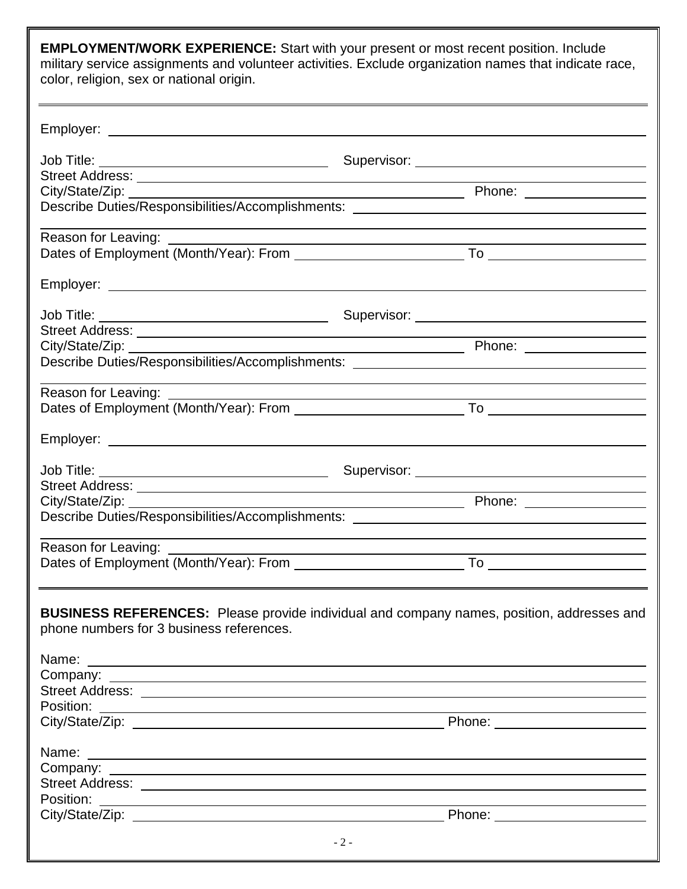**EMPLOYMENT/WORK EXPERIENCE:** Start with your present or most recent position. Include military service assignments and volunteer activities. Exclude organization names that indicate race, color, religion, sex or national origin.

---

Employer: ______________________________

Job Title: ______________________________ Supervisor: ______________________________

Street Address: ______________________________

City/State/Zip: ______________________________ Phone: ______________

Describe Duties/Responsibilities/Accomplishments: ______________________________

______________________________

Reason for Leaving: ______________________________

Dates of Employment (Month/Year): From ______________ To ______________

Employer: ______________________________

Job Title: ______________________________ Supervisor: ______________________________

Street Address: ______________________________

City/State/Zip: ______________________________ Phone: ______________

Describe Duties/Responsibilities/Accomplishments: ______________________________

______________________________

Reason for Leaving: ______________________________

Dates of Employment (Month/Year): From ______________ To ______________

Employer: ______________________________

Job Title: ______________________________ Supervisor: ______________________________

Street Address: ______________________________

City/State/Zip: ______________________________ Phone: ______________

Describe Duties/Responsibilities/Accomplishments: ______________________________

______________________________

Reason for Leaving: ______________________________

Dates of Employment (Month/Year): From ______________ To ______________

---

**BUSINESS REFERENCES:** Please provide individual and company names, position, addresses and phone numbers for 3 business references.

Name: ______________________________

Company: ______________________________

Street Address: ______________________________

Position: ______________________________

City/State/Zip: ______________________________ Phone: ______________

Name: ______________________________

Company: ______________________________

Street Address: ______________________________

Position: ______________________________

City/State/Zip: ______________________________ Phone: ______________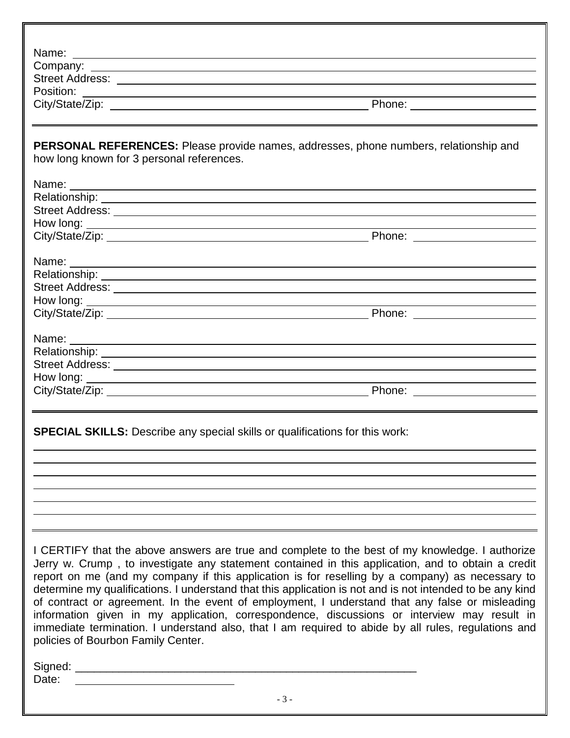Name: \_\_\_\_\_\_\_\_\_\_\_\_\_\_\_\_\_\_\_\_\_\_\_\_\_\_\_\_\_\_\_\_\_\_\_\_\_\_\_\_
Company: \_\_\_\_\_\_\_\_\_\_\_\_\_\_\_\_\_\_\_\_\_\_\_\_\_\_\_\_\_\_\_\_\_\_\_\_\_\_\_\_
Street Address: \_\_\_\_\_\_\_\_\_\_\_\_\_\_\_\_\_\_\_\_\_\_\_\_\_\_\_\_\_\_\_\_\_\_\_\_\_\_\_\_
Position: \_\_\_\_\_\_\_\_\_\_\_\_\_\_\_\_\_\_\_\_\_\_\_\_\_\_\_\_\_\_\_\_\_\_\_\_\_\_\_\_
City/State/Zip: \_\_\_\_\_\_\_\_\_\_\_\_\_\_\_\_\_\_\_\_\_\_\_\_\_\_\_\_ Phone: \_\_\_\_\_\_\_\_\_\_\_\_\_\_\_\_

---

**PERSONAL REFERENCES:** Please provide names, addresses, phone numbers, relationship and how long known for 3 personal references.

Name: \_\_\_\_\_\_\_\_\_\_\_\_\_\_\_\_\_\_\_\_\_\_\_\_\_\_\_\_\_\_\_\_\_\_\_\_\_\_\_\_
Relationship: \_\_\_\_\_\_\_\_\_\_\_\_\_\_\_\_\_\_\_\_\_\_\_\_\_\_\_\_\_\_\_\_\_\_\_\_\_\_\_\_
Street Address: \_\_\_\_\_\_\_\_\_\_\_\_\_\_\_\_\_\_\_\_\_\_\_\_\_\_\_\_\_\_\_\_\_\_\_\_\_\_\_\_
How long: \_\_\_\_\_\_\_\_\_\_\_\_\_\_\_\_\_\_\_\_\_\_\_\_\_\_\_\_\_\_\_\_\_\_\_\_\_\_\_\_
City/State/Zip: \_\_\_\_\_\_\_\_\_\_\_\_\_\_\_\_\_\_\_\_\_\_\_\_\_\_\_\_ Phone: \_\_\_\_\_\_\_\_\_\_\_\_\_\_\_\_

Name: \_\_\_\_\_\_\_\_\_\_\_\_\_\_\_\_\_\_\_\_\_\_\_\_\_\_\_\_\_\_\_\_\_\_\_\_\_\_\_\_
Relationship: \_\_\_\_\_\_\_\_\_\_\_\_\_\_\_\_\_\_\_\_\_\_\_\_\_\_\_\_\_\_\_\_\_\_\_\_\_\_\_\_
Street Address: \_\_\_\_\_\_\_\_\_\_\_\_\_\_\_\_\_\_\_\_\_\_\_\_\_\_\_\_\_\_\_\_\_\_\_\_\_\_\_\_
How long: \_\_\_\_\_\_\_\_\_\_\_\_\_\_\_\_\_\_\_\_\_\_\_\_\_\_\_\_\_\_\_\_\_\_\_\_\_\_\_\_
City/State/Zip: \_\_\_\_\_\_\_\_\_\_\_\_\_\_\_\_\_\_\_\_\_\_\_\_\_\_\_\_ Phone: \_\_\_\_\_\_\_\_\_\_\_\_\_\_\_\_

Name: \_\_\_\_\_\_\_\_\_\_\_\_\_\_\_\_\_\_\_\_\_\_\_\_\_\_\_\_\_\_\_\_\_\_\_\_\_\_\_\_
Relationship: \_\_\_\_\_\_\_\_\_\_\_\_\_\_\_\_\_\_\_\_\_\_\_\_\_\_\_\_\_\_\_\_\_\_\_\_\_\_\_\_
Street Address: \_\_\_\_\_\_\_\_\_\_\_\_\_\_\_\_\_\_\_\_\_\_\_\_\_\_\_\_\_\_\_\_\_\_\_\_\_\_\_\_
How long: \_\_\_\_\_\_\_\_\_\_\_\_\_\_\_\_\_\_\_\_\_\_\_\_\_\_\_\_\_\_\_\_\_\_\_\_\_\_\_\_
City/State/Zip: \_\_\_\_\_\_\_\_\_\_\_\_\_\_\_\_\_\_\_\_\_\_\_\_\_\_\_\_ Phone: \_\_\_\_\_\_\_\_\_\_\_\_\_\_\_\_

---

**SPECIAL SKILLS:** Describe any special skills or qualifications for this work:

\_\_\_\_\_\_\_\_\_\_\_\_\_\_\_\_\_\_\_\_\_\_\_\_\_\_\_\_\_\_\_\_\_\_\_\_\_\_\_\_\_\_\_\_\_\_\_\_\_\_\_\_
\_\_\_\_\_\_\_\_\_\_\_\_\_\_\_\_\_\_\_\_\_\_\_\_\_\_\_\_\_\_\_\_\_\_\_\_\_\_\_\_\_\_\_\_\_\_\_\_\_\_\_\_
\_\_\_\_\_\_\_\_\_\_\_\_\_\_\_\_\_\_\_\_\_\_\_\_\_\_\_\_\_\_\_\_\_\_\_\_\_\_\_\_\_\_\_\_\_\_\_\_\_\_\_\_
\_\_\_\_\_\_\_\_\_\_\_\_\_\_\_\_\_\_\_\_\_\_\_\_\_\_\_\_\_\_\_\_\_\_\_\_\_\_\_\_\_\_\_\_\_\_\_\_\_\_\_\_
\_\_\_\_\_\_\_\_\_\_\_\_\_\_\_\_\_\_\_\_\_\_\_\_\_\_\_\_\_\_\_\_\_\_\_\_\_\_\_\_\_\_\_\_\_\_\_\_\_\_\_\_
\_\_\_\_\_\_\_\_\_\_\_\_\_\_\_\_\_\_\_\_\_\_\_\_\_\_\_\_\_\_\_\_\_\_\_\_\_\_\_\_\_\_\_\_\_\_\_\_\_\_\_\_

---

I CERTIFY that the above answers are true and complete to the best of my knowledge. I authorize Jerry w. Crump , to investigate any statement contained in this application, and to obtain a credit report on me (and my company if this application is for reselling by a company) as necessary to determine my qualifications. I understand that this application is not and is not intended to be any kind of contract or agreement. In the event of employment, I understand that any false or misleading information given in my application, correspondence, discussions or interview may result in immediate termination. I understand also, that I am required to abide by all rules, regulations and policies of Bourbon Family Center.

Signed: \_\_\_\_\_\_\_\_\_\_\_\_\_\_\_\_\_\_\_\_\_\_\_\_\_\_\_\_\_\_\_\_\_\_\_\_\_\_\_\_
Date: \_\_\_\_\_\_\_\_\_\_\_\_\_\_\_\_\_\_\_\_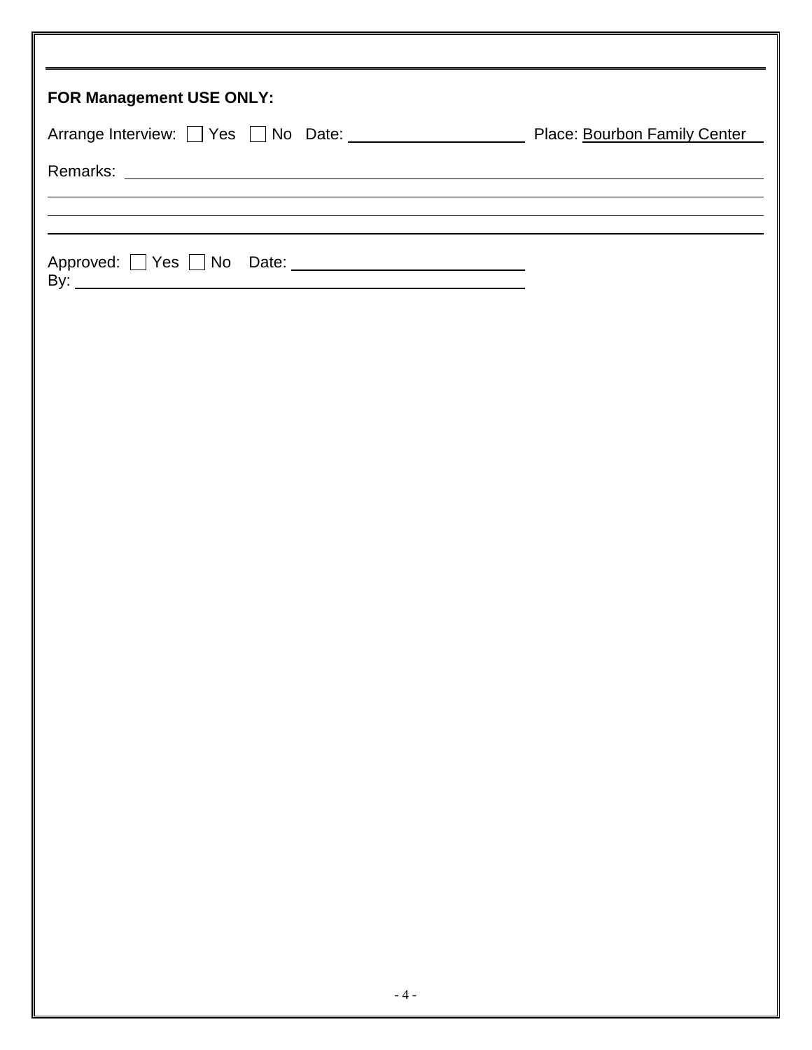**FOR Management USE ONLY:**

Arrange Interview: ☐ Yes ☐ No Date: ____________________ Place: Bourbon Family Center

Remarks: ______________________________________________________________________

_______________________________________________________________________________

_______________________________________________________________________________

_______________________________________________________________________________

Approved: ☐ Yes ☐ No Date: __________________________

By: ___________________________________________